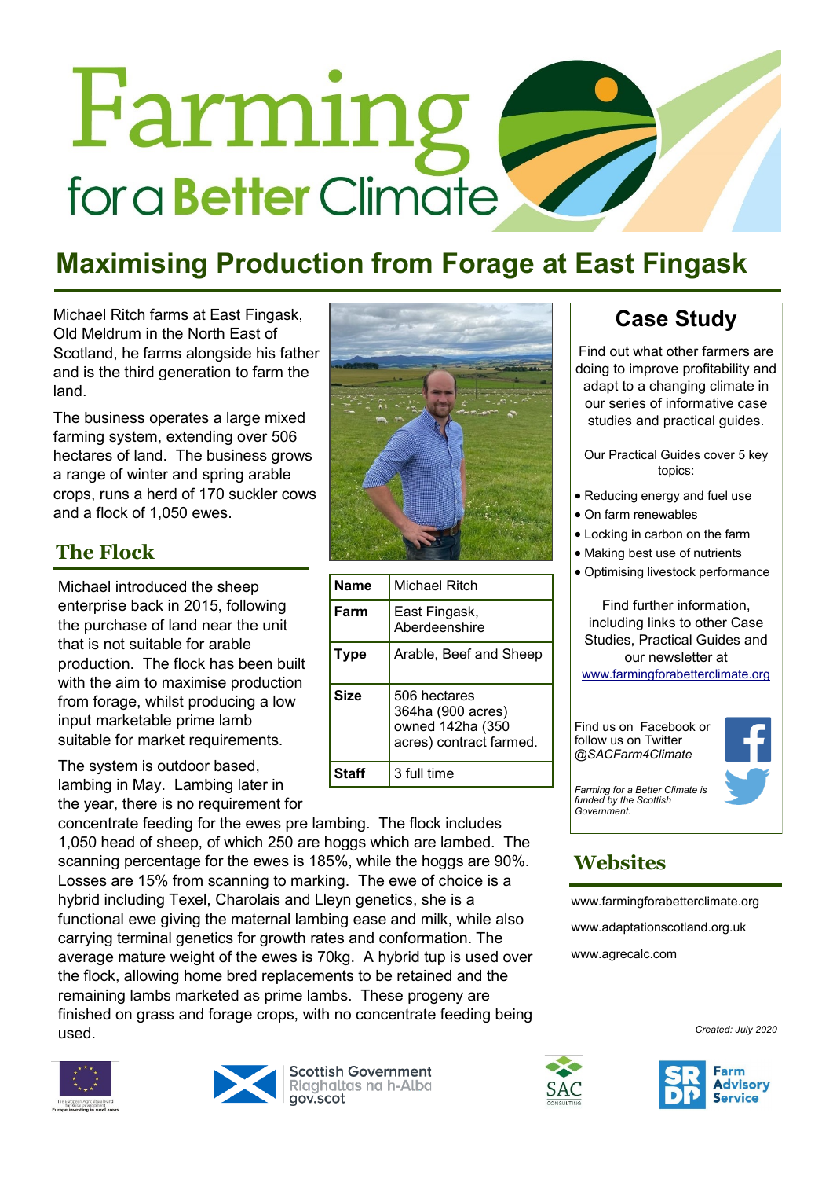# Farming for a Better Climate

## Maximising Production from Forage at East Fingask

Michael Ritch farms at East Fingask, Old Meldrum in the North East of Scotland, he farms alongside his father and is the third generation to farm the land.

The business operates a large mixed farming system, extending over 506 hectares of land. The business grows a range of winter and spring arable crops, runs a herd of 170 suckler cows and a flock of 1,050 ewes.

| Name | Michael Ritch |
|---|---|
| Farm | East Fingask, Aberdeenshire |
| Type | Arable, Beef and Sheep |
| Size | 506 hectares 364ha (900 acres) owned 142ha (350 acres) contract farmed. |
| Staff | 3 full time |

### The Flock

Michael introduced the sheep enterprise back in 2015, following the purchase of land near the unit that is not suitable for arable production. The flock has been built with the aim to maximise production from forage, whilst producing a low input marketable prime lamb suitable for market requirements.

The system is outdoor based, lambing in May. Lambing later in the year, there is no requirement for concentrate feeding for the ewes pre lambing. The flock includes 1,050 head of sheep, of which 250 are hoggs which are lambed. The scanning percentage for the ewes is 185%, while the hoggs are 90%. Losses are 15% from scanning to marking. The ewe of choice is a hybrid including Texel, Charolais and Lleyn genetics, she is a functional ewe giving the maternal lambing ease and milk, while also carrying terminal genetics for growth rates and conformation. The average mature weight of the ewes is 70kg. A hybrid tup is used over the flock, allowing home bred replacements to be retained and the remaining lambs marketed as prime lambs. These progeny are finished on grass and forage crops, with no concentrate feeding being used.

## Case Study

Find out what other farmers are doing to improve profitability and adapt to a changing climate in our series of informative case studies and practical guides.

Our Practical Guides cover 5 key topics:

- Reducing energy and fuel use
- On farm renewables
- Locking in carbon on the farm
- Making best use of nutrients
- Optimising livestock performance

Find further information, including links to other Case Studies, Practical Guides and our newsletter at www.farmingforabetterclimate.org

Find us on Facebook or follow us on Twitter *@SACFarm4Climate*

*Farming for a Better Climate is funded by the Scottish Government.*

### Websites

www.farmingforabetterclimate.org

www.adaptationscotland.org.uk

www.agrecalc.com

*Created: July 2020*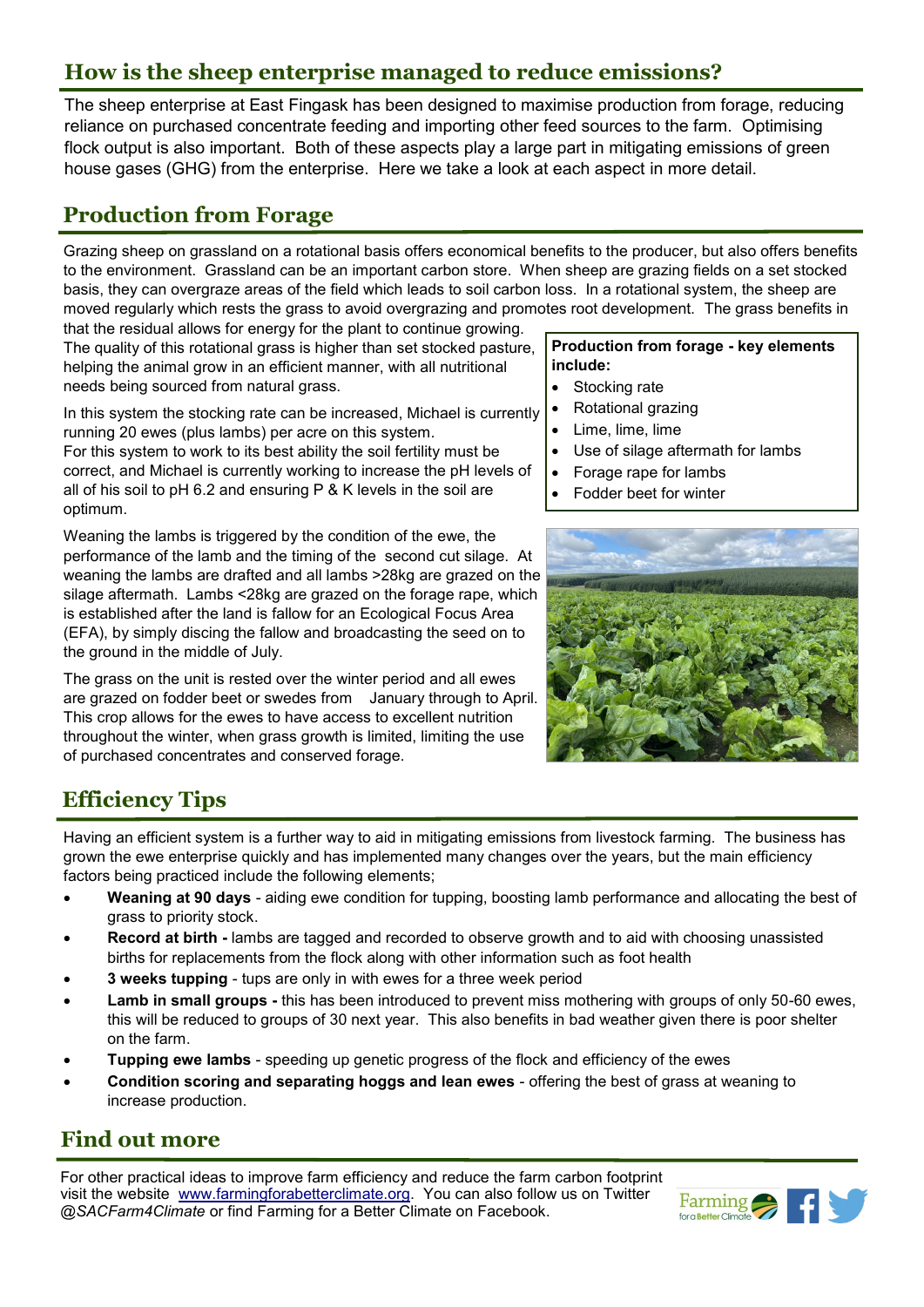## How is the sheep enterprise managed to reduce emissions?

The sheep enterprise at East Fingask has been designed to maximise production from forage, reducing reliance on purchased concentrate feeding and importing other feed sources to the farm. Optimising flock output is also important. Both of these aspects play a large part in mitigating emissions of green house gases (GHG) from the enterprise. Here we take a look at each aspect in more detail.

## Production from Forage

Grazing sheep on grassland on a rotational basis offers economical benefits to the producer, but also offers benefits to the environment. Grassland can be an important carbon store. When sheep are grazing fields on a set stocked basis, they can overgraze areas of the field which leads to soil carbon loss. In a rotational system, the sheep are moved regularly which rests the grass to avoid overgrazing and promotes root development. The grass benefits in that the residual allows for energy for the plant to continue growing. The quality of this rotational grass is higher than set stocked pasture, helping the animal grow in an efficient manner, with all nutritional needs being sourced from natural grass.

In this system the stocking rate can be increased, Michael is currently running 20 ewes (plus lambs) per acre on this system. For this system to work to its best ability the soil fertility must be correct, and Michael is currently working to increase the pH levels of all of his soil to pH 6.2 and ensuring P & K levels in the soil are optimum.

**Production from forage - key elements include:**

- Stocking rate
- Rotational grazing
- Lime, lime, lime
- Use of silage aftermath for lambs
- Forage rape for lambs
- Fodder beet for winter

Weaning the lambs is triggered by the condition of the ewe, the performance of the lamb and the timing of the second cut silage. At weaning the lambs are drafted and all lambs >28kg are grazed on the silage aftermath. Lambs <28kg are grazed on the forage rape, which is established after the land is fallow for an Ecological Focus Area (EFA), by simply discing the fallow and broadcasting the seed on to the ground in the middle of July.

The grass on the unit is rested over the winter period and all ewes are grazed on fodder beet or swedes from January through to April. This crop allows for the ewes to have access to excellent nutrition throughout the winter, when grass growth is limited, limiting the use of purchased concentrates and conserved forage.

## Efficiency Tips

Having an efficient system is a further way to aid in mitigating emissions from livestock farming. The business has grown the ewe enterprise quickly and has implemented many changes over the years, but the main efficiency factors being practiced include the following elements;

- **Weaning at 90 days** - aiding ewe condition for tupping, boosting lamb performance and allocating the best of grass to priority stock.
- **Record at birth -** lambs are tagged and recorded to observe growth and to aid with choosing unassisted births for replacements from the flock along with other information such as foot health
- **3 weeks tupping** - tups are only in with ewes for a three week period
- **Lamb in small groups -** this has been introduced to prevent miss mothering with groups of only 50-60 ewes, this will be reduced to groups of 30 next year. This also benefits in bad weather given there is poor shelter on the farm.
- **Tupping ewe lambs** - speeding up genetic progress of the flock and efficiency of the ewes
- **Condition scoring and separating hoggs and lean ewes** - offering the best of grass at weaning to increase production.

## Find out more

For other practical ideas to improve farm efficiency and reduce the farm carbon footprint visit the website www.farmingforabetterclimate.org. You can also follow us on Twitter *@SACFarm4Climate* or find Farming for a Better Climate on Facebook.